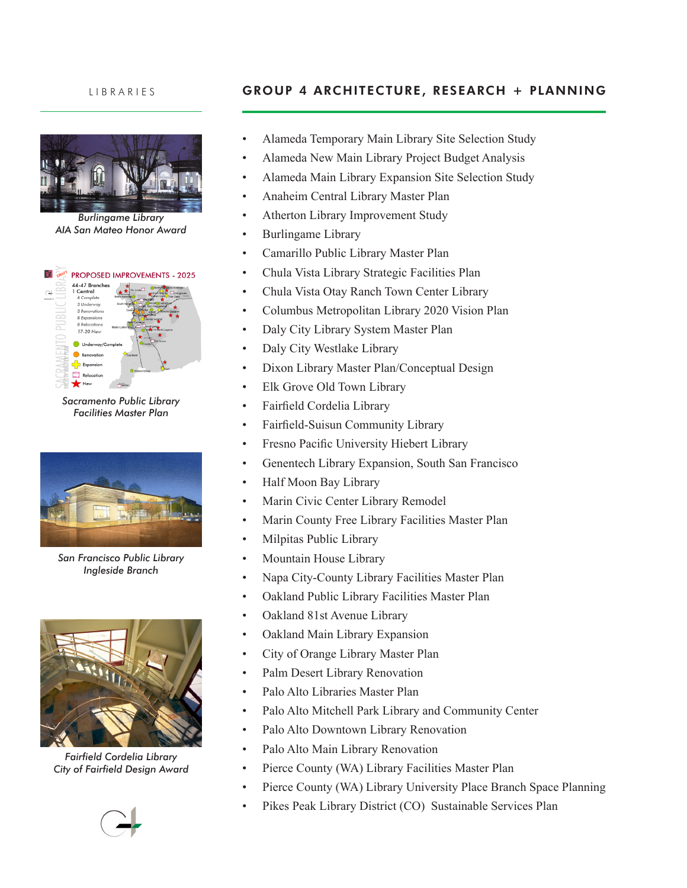LIBRARIES

# GROUP 4 ARCHITECTURE, RESEARCH + PLANNING

*Burlingame Library*
*AIA San Mateo Honor Award*

*Sacramento Public Library Facilities Master Plan*

*San Francisco Public Library Ingleside Branch*

*Fairfield Cordelia Library*
*City of Fairfield Design Award*

- Alameda Temporary Main Library Site Selection Study
- Alameda New Main Library Project Budget Analysis
- Alameda Main Library Expansion Site Selection Study
- Anaheim Central Library Master Plan
- Atherton Library Improvement Study
- Burlingame Library
- Camarillo Public Library Master Plan
- Chula Vista Library Strategic Facilities Plan
- Chula Vista Otay Ranch Town Center Library
- Columbus Metropolitan Library 2020 Vision Plan
- Daly City Library System Master Plan
- Daly City Westlake Library
- Dixon Library Master Plan/Conceptual Design
- Elk Grove Old Town Library
- Fairfield Cordelia Library
- Fairfield-Suisun Community Library
- Fresno Pacific University Hiebert Library
- Genentech Library Expansion, South San Francisco
- Half Moon Bay Library
- Marin Civic Center Library Remodel
- Marin County Free Library Facilities Master Plan
- Milpitas Public Library
- Mountain House Library
- Napa City-County Library Facilities Master Plan
- Oakland Public Library Facilities Master Plan
- Oakland 81st Avenue Library
- Oakland Main Library Expansion
- City of Orange Library Master Plan
- Palm Desert Library Renovation
- Palo Alto Libraries Master Plan
- Palo Alto Mitchell Park Library and Community Center
- Palo Alto Downtown Library Renovation
- Palo Alto Main Library Renovation
- Pierce County (WA) Library Facilities Master Plan
- Pierce County (WA) Library University Place Branch Space Planning
- Pikes Peak Library District (CO) Sustainable Services Plan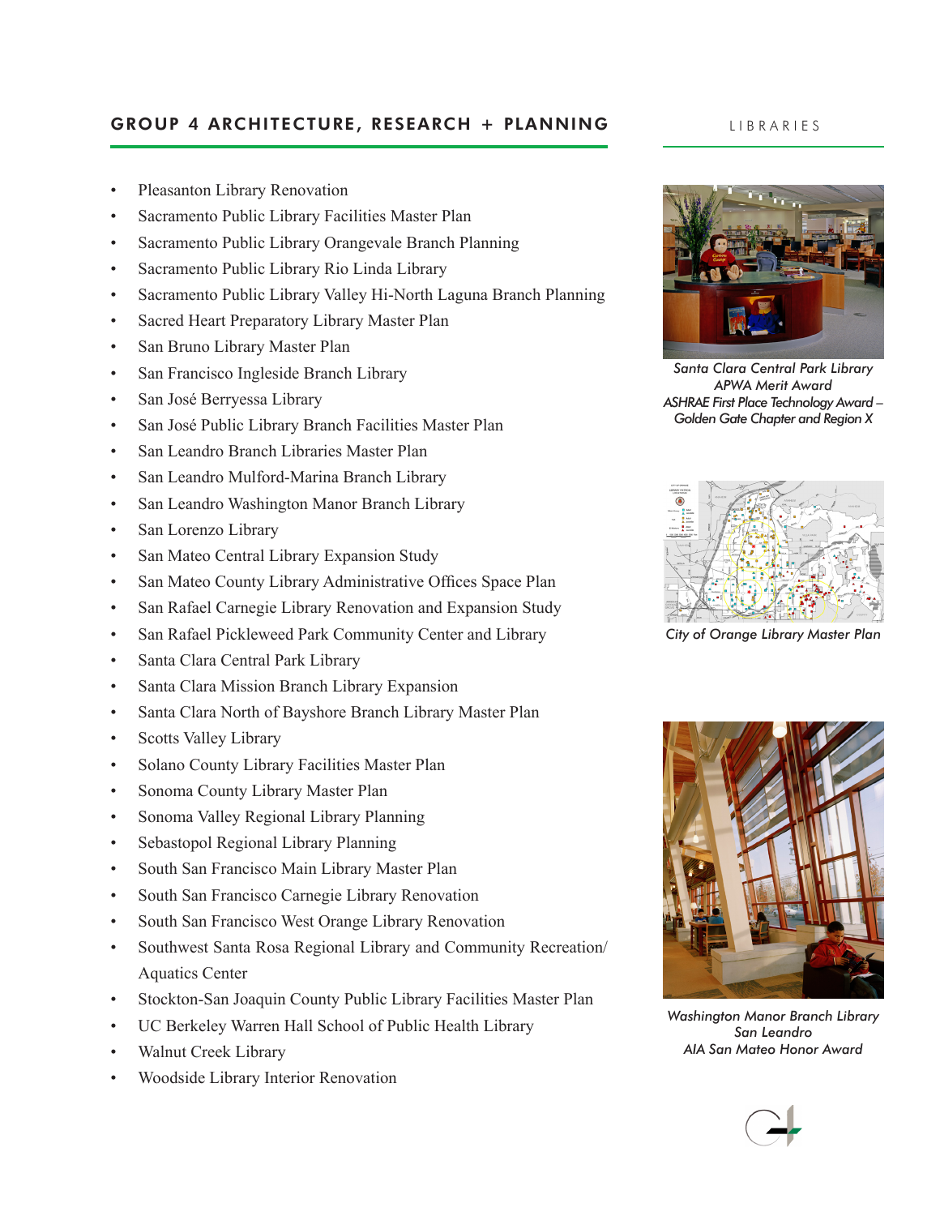- Pleasanton Library Renovation
- Sacramento Public Library Facilities Master Plan
- Sacramento Public Library Orangevale Branch Planning
- Sacramento Public Library Rio Linda Library
- Sacramento Public Library Valley Hi-North Laguna Branch Planning
- Sacred Heart Preparatory Library Master Plan
- San Bruno Library Master Plan
- San Francisco Ingleside Branch Library
- San José Berryessa Library
- San José Public Library Branch Facilities Master Plan
- San Leandro Branch Libraries Master Plan
- San Leandro Mulford-Marina Branch Library
- San Leandro Washington Manor Branch Library
- San Lorenzo Library
- San Mateo Central Library Expansion Study
- San Mateo County Library Administrative Offices Space Plan
- San Rafael Carnegie Library Renovation and Expansion Study
- San Rafael Pickleweed Park Community Center and Library
- Santa Clara Central Park Library
- Santa Clara Mission Branch Library Expansion
- Santa Clara North of Bayshore Branch Library Master Plan
- Scotts Valley Library
- Solano County Library Facilities Master Plan
- Sonoma County Library Master Plan
- Sonoma Valley Regional Library Planning
- Sebastopol Regional Library Planning
- South San Francisco Main Library Master Plan
- South San Francisco Carnegie Library Renovation
- South San Francisco West Orange Library Renovation
- Southwest Santa Rosa Regional Library and Community Recreation/ Aquatics Center
- Stockton-San Joaquin County Public Library Facilities Master Plan
- UC Berkeley Warren Hall School of Public Health Library
- Walnut Creek Library
- Woodside Library Interior Renovation

*Santa Clara Central Park Library*
*APWA Merit Award*
*ASHRAE First Place Technology Award – Golden Gate Chapter and Region X*

*City of Orange Library Master Plan*

*Washington Manor Branch Library*
*San Leandro*
*AIA San Mateo Honor Award*